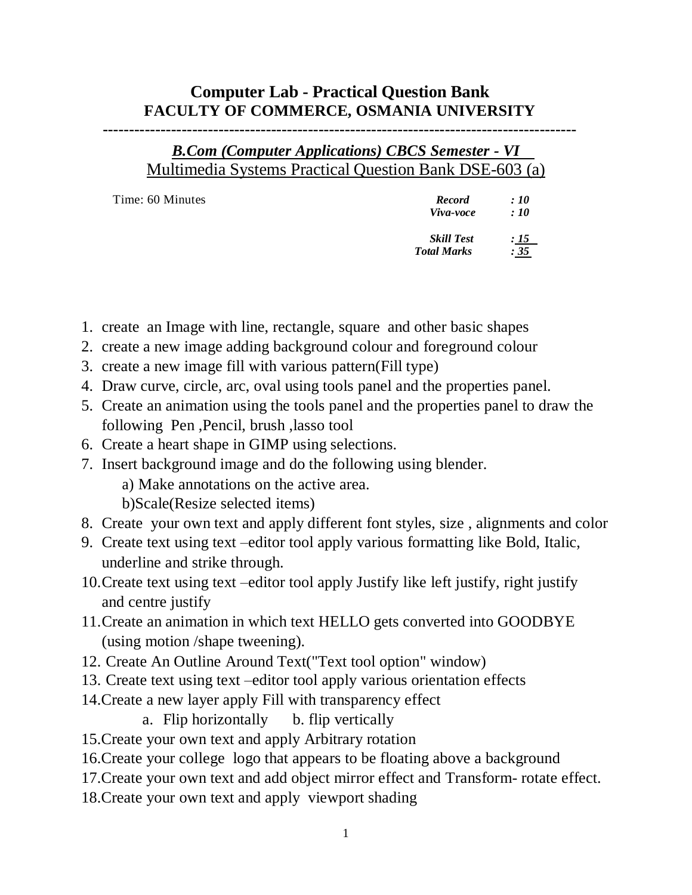# Computer Lab - Practical Question Bank

## FACULTY OF COMMERCE, OSMANIA UNIVERSITY

---

### *B.Com (Computer Applications) CBCS Semester - VI*

Multimedia Systems Practical Question Bank DSE-603 (a)

Time: 60 Minutes

| | |
|---|---|
| ***Record*** | ***: 10*** |
| ***Viva-voce*** | ***: 10*** |
| ***Skill Test*** | ***: 15*** |
| ***Total Marks*** | ***: 35*** |

1. create an Image with line, rectangle, square and other basic shapes
2. create a new image adding background colour and foreground colour
3. create a new image fill with various pattern(Fill type)
4. Draw curve, circle, arc, oval using tools panel and the properties panel.
5. Create an animation using the tools panel and the properties panel to draw the following Pen ,Pencil, brush ,lasso tool
6. Create a heart shape in GIMP using selections.
7. Insert background image and do the following using blender.
   a) Make annotations on the active area.
   b)Scale(Resize selected items)
8. Create your own text and apply different font styles, size , alignments and color
9. Create text using text –editor tool apply various formatting like Bold, Italic, underline and strike through.
10. Create text using text –editor tool apply Justify like left justify, right justify and centre justify
11. Create an animation in which text HELLO gets converted into GOODBYE (using motion /shape tweening).
12. Create An Outline Around Text("Text tool option" window)
13. Create text using text –editor tool apply various orientation effects
14. Create a new layer apply Fill with transparency effect
    a. Flip horizontally b. flip vertically
15. Create your own text and apply Arbitrary rotation
16. Create your college logo that appears to be floating above a background
17. Create your own text and add object mirror effect and Transform- rotate effect.
18. Create your own text and apply viewport shading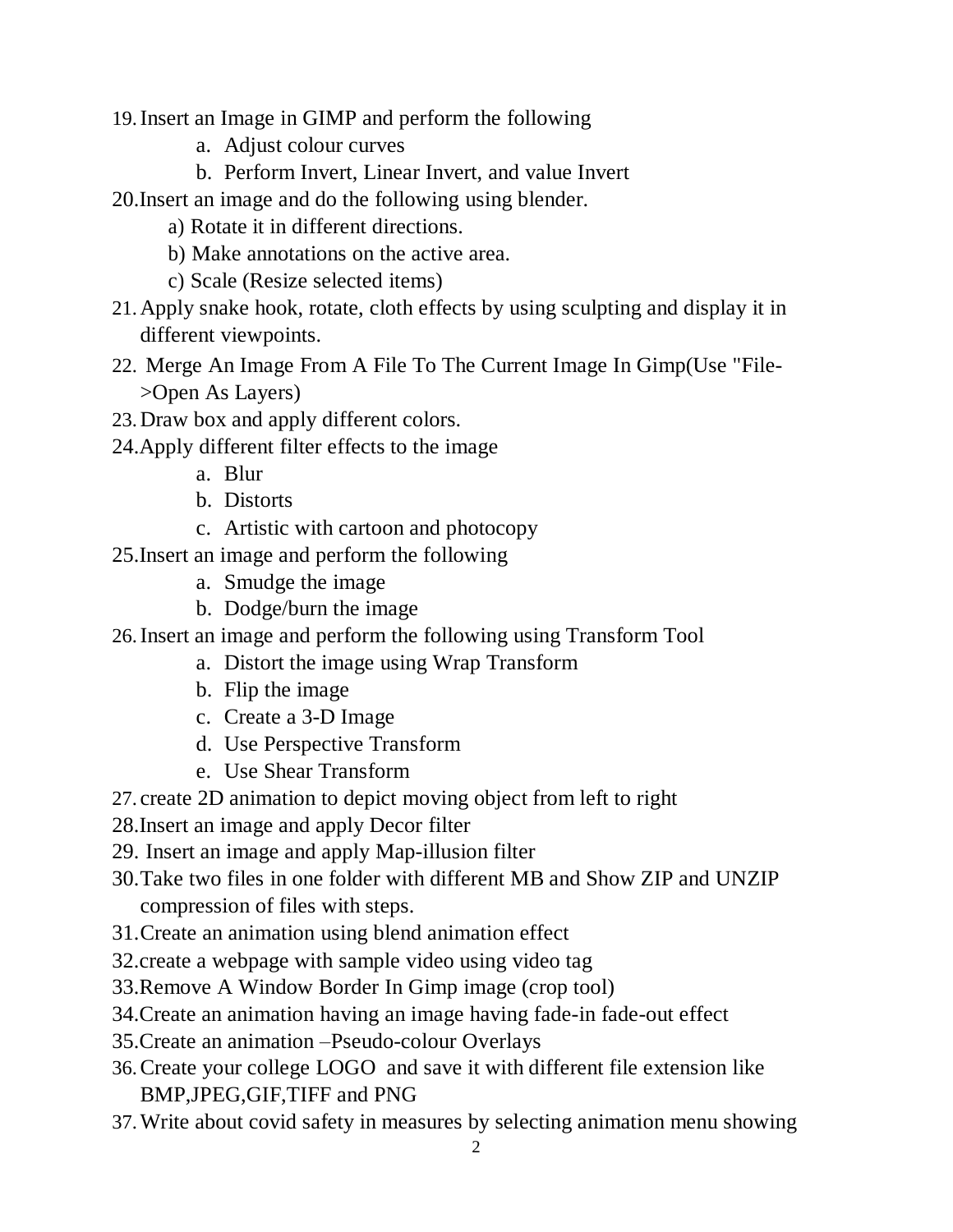19. Insert an Image in GIMP and perform the following
    a. Adjust colour curves
    b. Perform Invert, Linear Invert, and value Invert
20. Insert an image and do the following using blender.
    a) Rotate it in different directions.
    b) Make annotations on the active area.
    c) Scale (Resize selected items)
21. Apply snake hook, rotate, cloth effects by using sculpting and display it in different viewpoints.
22. Merge An Image From A File To The Current Image In Gimp(Use "File->Open As Layers)
23. Draw box and apply different colors.
24. Apply different filter effects to the image
    a. Blur
    b. Distorts
    c. Artistic with cartoon and photocopy
25. Insert an image and perform the following
    a. Smudge the image
    b. Dodge/burn the image
26. Insert an image and perform the following using Transform Tool
    a. Distort the image using Wrap Transform
    b. Flip the image
    c. Create a 3-D Image
    d. Use Perspective Transform
    e. Use Shear Transform
27. create 2D animation to depict moving object from left to right
28. Insert an image and apply Decor filter
29. Insert an image and apply Map-illusion filter
30. Take two files in one folder with different MB and Show ZIP and UNZIP compression of files with steps.
31. Create an animation using blend animation effect
32. create a webpage with sample video using video tag
33. Remove A Window Border In Gimp image (crop tool)
34. Create an animation having an image having fade-in fade-out effect
35. Create an animation –Pseudo-colour Overlays
36. Create your college LOGO and save it with different file extension like BMP,JPEG,GIF,TIFF and PNG
37. Write about covid safety in measures by selecting animation menu showing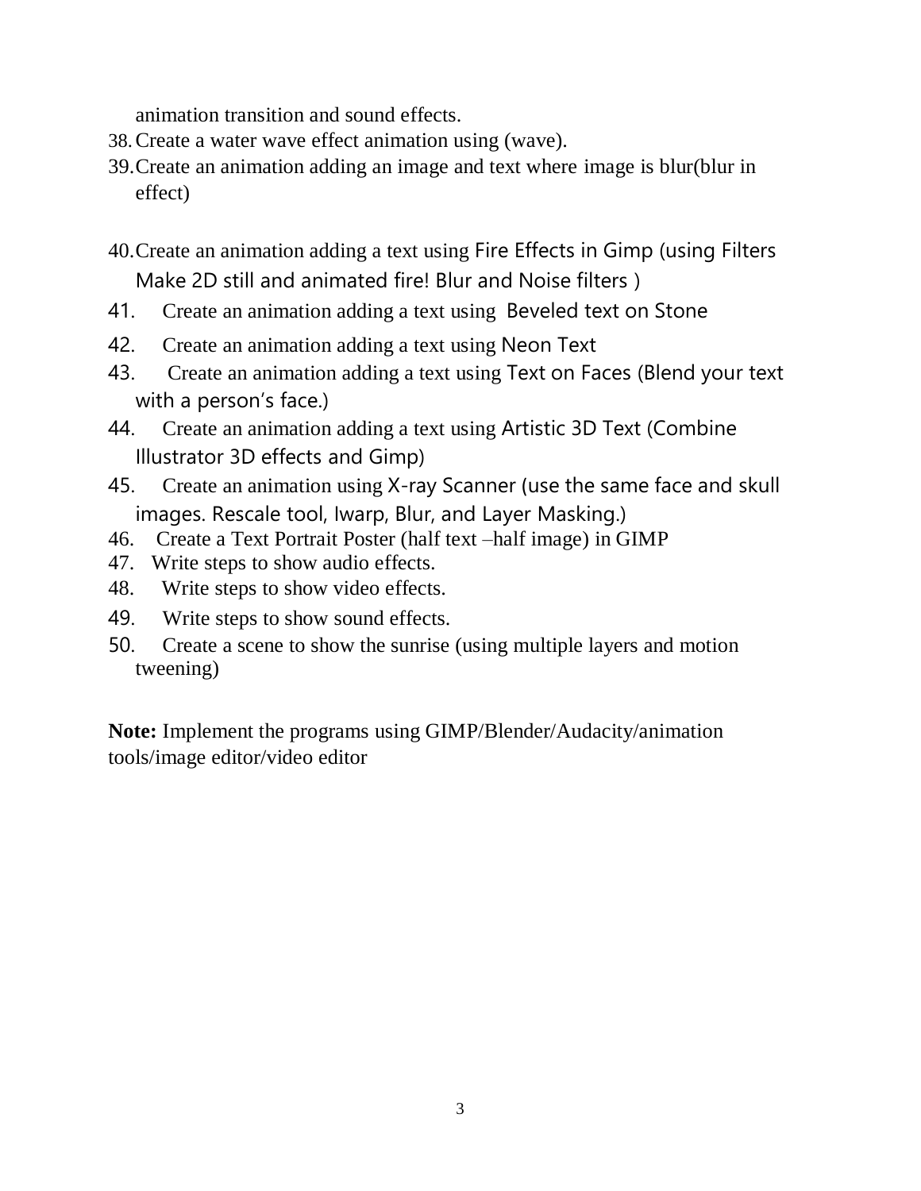animation transition and sound effects.

38. Create a water wave effect animation using (wave).
39. Create an animation adding an image and text where image is blur(blur in effect)
40. Create an animation adding a text using Fire Effects in Gimp (using Filters Make 2D still and animated fire! Blur and Noise filters )
41. Create an animation adding a text using Beveled text on Stone
42. Create an animation adding a text using Neon Text
43. Create an animation adding a text using Text on Faces (Blend your text with a person's face.)
44. Create an animation adding a text using Artistic 3D Text (Combine Illustrator 3D effects and Gimp)
45. Create an animation using X-ray Scanner (use the same face and skull images. Rescale tool, Iwarp, Blur, and Layer Masking.)
46. Create a Text Portrait Poster (half text –half image) in GIMP
47. Write steps to show audio effects.
48. Write steps to show video effects.
49. Write steps to show sound effects.
50. Create a scene to show the sunrise (using multiple layers and motion tweening)

**Note:** Implement the programs using GIMP/Blender/Audacity/animation tools/image editor/video editor